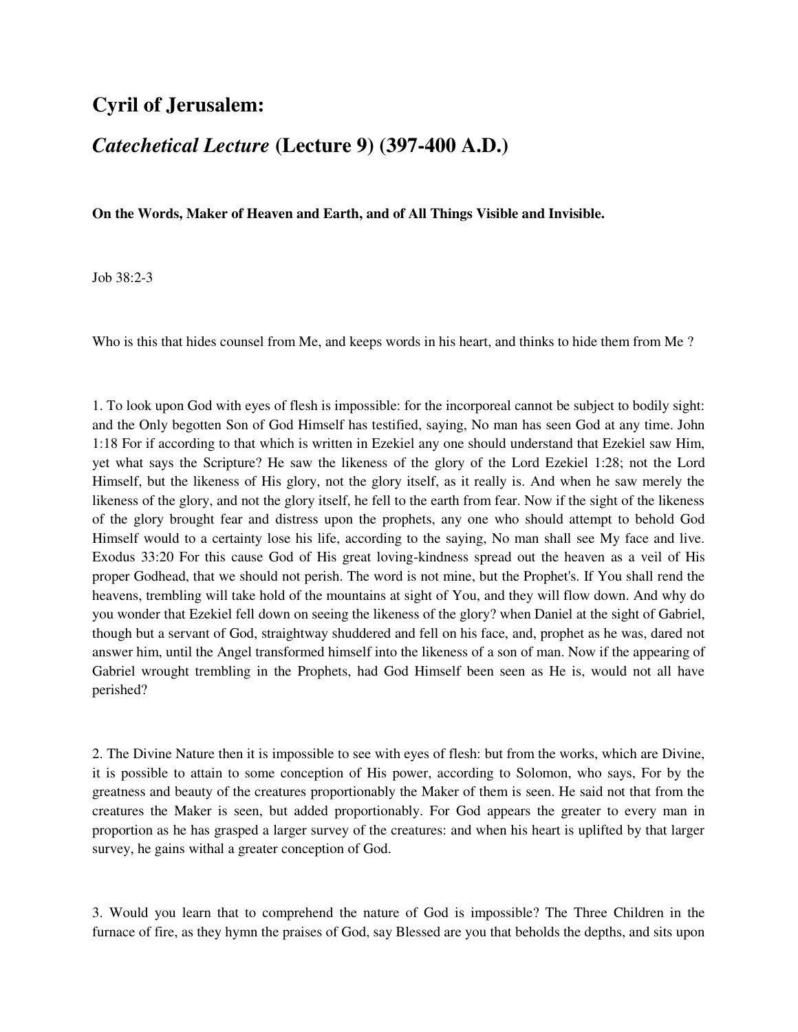# Cyril of Jerusalem:

## *Catechetical Lecture* (Lecture 9) (397-400 A.D.)

**On the Words, Maker of Heaven and Earth, and of All Things Visible and Invisible.**

Job 38:2-3

Who is this that hides counsel from Me, and keeps words in his heart, and thinks to hide them from Me ?

1. To look upon God with eyes of flesh is impossible: for the incorporeal cannot be subject to bodily sight: and the Only begotten Son of God Himself has testified, saying, No man has seen God at any time. John 1:18 For if according to that which is written in Ezekiel any one should understand that Ezekiel saw Him, yet what says the Scripture? He saw the likeness of the glory of the Lord Ezekiel 1:28; not the Lord Himself, but the likeness of His glory, not the glory itself, as it really is. And when he saw merely the likeness of the glory, and not the glory itself, he fell to the earth from fear. Now if the sight of the likeness of the glory brought fear and distress upon the prophets, any one who should attempt to behold God Himself would to a certainty lose his life, according to the saying, No man shall see My face and live. Exodus 33:20 For this cause God of His great loving-kindness spread out the heaven as a veil of His proper Godhead, that we should not perish. The word is not mine, but the Prophet's. If You shall rend the heavens, trembling will take hold of the mountains at sight of You, and they will flow down. And why do you wonder that Ezekiel fell down on seeing the likeness of the glory? when Daniel at the sight of Gabriel, though but a servant of God, straightway shuddered and fell on his face, and, prophet as he was, dared not answer him, until the Angel transformed himself into the likeness of a son of man. Now if the appearing of Gabriel wrought trembling in the Prophets, had God Himself been seen as He is, would not all have perished?

2. The Divine Nature then it is impossible to see with eyes of flesh: but from the works, which are Divine, it is possible to attain to some conception of His power, according to Solomon, who says, For by the greatness and beauty of the creatures proportionably the Maker of them is seen. He said not that from the creatures the Maker is seen, but added proportionably. For God appears the greater to every man in proportion as he has grasped a larger survey of the creatures: and when his heart is uplifted by that larger survey, he gains withal a greater conception of God.

3. Would you learn that to comprehend the nature of God is impossible? The Three Children in the furnace of fire, as they hymn the praises of God, say Blessed are you that beholds the depths, and sits upon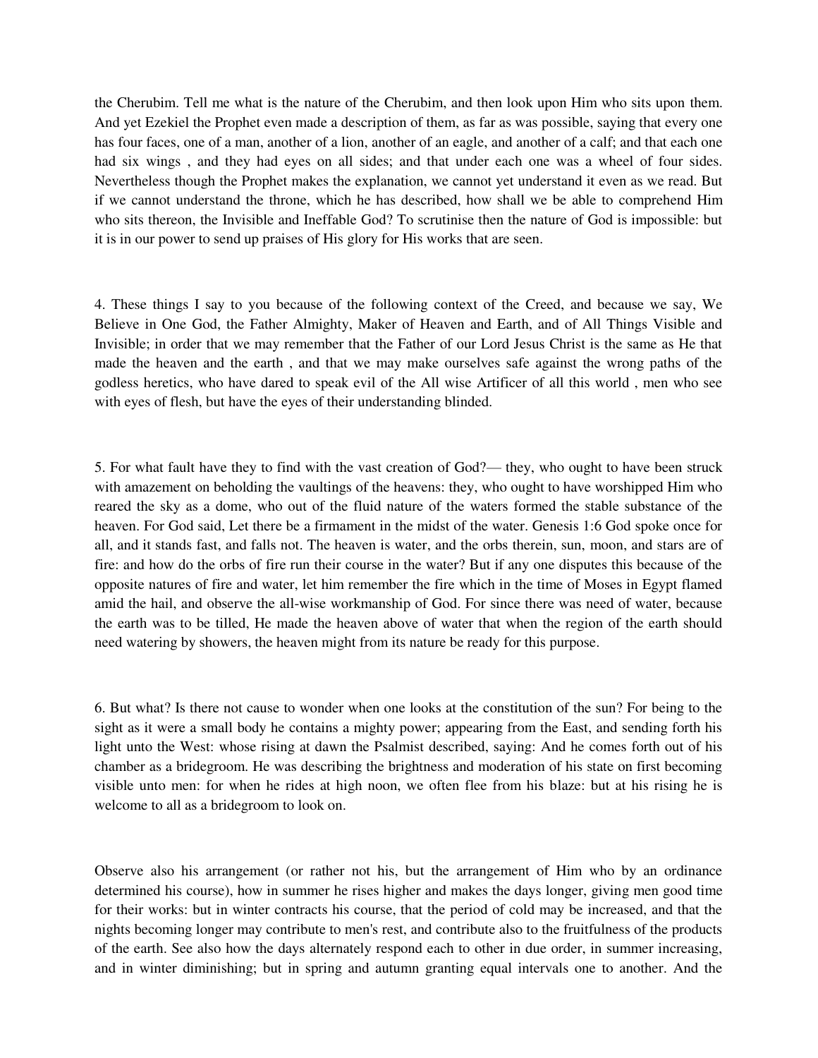the Cherubim. Tell me what is the nature of the Cherubim, and then look upon Him who sits upon them. And yet Ezekiel the Prophet even made a description of them, as far as was possible, saying that every one has four faces, one of a man, another of a lion, another of an eagle, and another of a calf; and that each one had six wings , and they had eyes on all sides; and that under each one was a wheel of four sides. Nevertheless though the Prophet makes the explanation, we cannot yet understand it even as we read. But if we cannot understand the throne, which he has described, how shall we be able to comprehend Him who sits thereon, the Invisible and Ineffable God? To scrutinise then the nature of God is impossible: but it is in our power to send up praises of His glory for His works that are seen.

4. These things I say to you because of the following context of the Creed, and because we say, We Believe in One God, the Father Almighty, Maker of Heaven and Earth, and of All Things Visible and Invisible; in order that we may remember that the Father of our Lord Jesus Christ is the same as He that made the heaven and the earth , and that we may make ourselves safe against the wrong paths of the godless heretics, who have dared to speak evil of the All wise Artificer of all this world , men who see with eyes of flesh, but have the eyes of their understanding blinded.

5. For what fault have they to find with the vast creation of God?— they, who ought to have been struck with amazement on beholding the vaultings of the heavens: they, who ought to have worshipped Him who reared the sky as a dome, who out of the fluid nature of the waters formed the stable substance of the heaven. For God said, Let there be a firmament in the midst of the water. Genesis 1:6 God spoke once for all, and it stands fast, and falls not. The heaven is water, and the orbs therein, sun, moon, and stars are of fire: and how do the orbs of fire run their course in the water? But if any one disputes this because of the opposite natures of fire and water, let him remember the fire which in the time of Moses in Egypt flamed amid the hail, and observe the all-wise workmanship of God. For since there was need of water, because the earth was to be tilled, He made the heaven above of water that when the region of the earth should need watering by showers, the heaven might from its nature be ready for this purpose.

6. But what? Is there not cause to wonder when one looks at the constitution of the sun? For being to the sight as it were a small body he contains a mighty power; appearing from the East, and sending forth his light unto the West: whose rising at dawn the Psalmist described, saying: And he comes forth out of his chamber as a bridegroom. He was describing the brightness and moderation of his state on first becoming visible unto men: for when he rides at high noon, we often flee from his blaze: but at his rising he is welcome to all as a bridegroom to look on.

Observe also his arrangement (or rather not his, but the arrangement of Him who by an ordinance determined his course), how in summer he rises higher and makes the days longer, giving men good time for their works: but in winter contracts his course, that the period of cold may be increased, and that the nights becoming longer may contribute to men's rest, and contribute also to the fruitfulness of the products of the earth. See also how the days alternately respond each to other in due order, in summer increasing, and in winter diminishing; but in spring and autumn granting equal intervals one to another. And the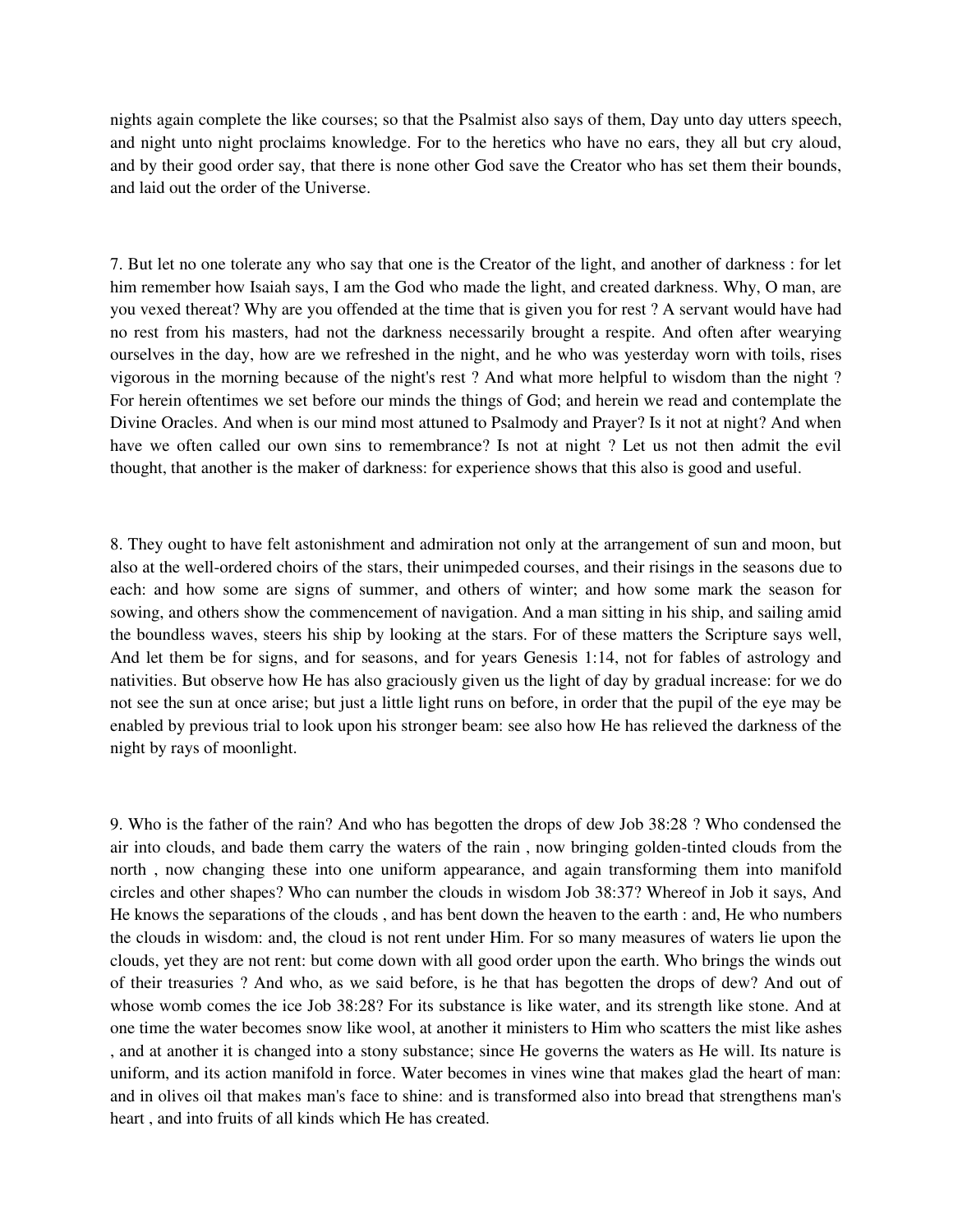nights again complete the like courses; so that the Psalmist also says of them, Day unto day utters speech, and night unto night proclaims knowledge. For to the heretics who have no ears, they all but cry aloud, and by their good order say, that there is none other God save the Creator who has set them their bounds, and laid out the order of the Universe.

7. But let no one tolerate any who say that one is the Creator of the light, and another of darkness : for let him remember how Isaiah says, I am the God who made the light, and created darkness. Why, O man, are you vexed thereat? Why are you offended at the time that is given you for rest ? A servant would have had no rest from his masters, had not the darkness necessarily brought a respite. And often after wearying ourselves in the day, how are we refreshed in the night, and he who was yesterday worn with toils, rises vigorous in the morning because of the night's rest ? And what more helpful to wisdom than the night ? For herein oftentimes we set before our minds the things of God; and herein we read and contemplate the Divine Oracles. And when is our mind most attuned to Psalmody and Prayer? Is it not at night? And when have we often called our own sins to remembrance? Is not at night ? Let us not then admit the evil thought, that another is the maker of darkness: for experience shows that this also is good and useful.

8. They ought to have felt astonishment and admiration not only at the arrangement of sun and moon, but also at the well-ordered choirs of the stars, their unimpeded courses, and their risings in the seasons due to each: and how some are signs of summer, and others of winter; and how some mark the season for sowing, and others show the commencement of navigation. And a man sitting in his ship, and sailing amid the boundless waves, steers his ship by looking at the stars. For of these matters the Scripture says well, And let them be for signs, and for seasons, and for years Genesis 1:14, not for fables of astrology and nativities. But observe how He has also graciously given us the light of day by gradual increase: for we do not see the sun at once arise; but just a little light runs on before, in order that the pupil of the eye may be enabled by previous trial to look upon his stronger beam: see also how He has relieved the darkness of the night by rays of moonlight.

9. Who is the father of the rain? And who has begotten the drops of dew Job 38:28 ? Who condensed the air into clouds, and bade them carry the waters of the rain , now bringing golden-tinted clouds from the north , now changing these into one uniform appearance, and again transforming them into manifold circles and other shapes? Who can number the clouds in wisdom Job 38:37? Whereof in Job it says, And He knows the separations of the clouds , and has bent down the heaven to the earth : and, He who numbers the clouds in wisdom: and, the cloud is not rent under Him. For so many measures of waters lie upon the clouds, yet they are not rent: but come down with all good order upon the earth. Who brings the winds out of their treasuries ? And who, as we said before, is he that has begotten the drops of dew? And out of whose womb comes the ice Job 38:28? For its substance is like water, and its strength like stone. And at one time the water becomes snow like wool, at another it ministers to Him who scatters the mist like ashes , and at another it is changed into a stony substance; since He governs the waters as He will. Its nature is uniform, and its action manifold in force. Water becomes in vines wine that makes glad the heart of man: and in olives oil that makes man's face to shine: and is transformed also into bread that strengthens man's heart , and into fruits of all kinds which He has created.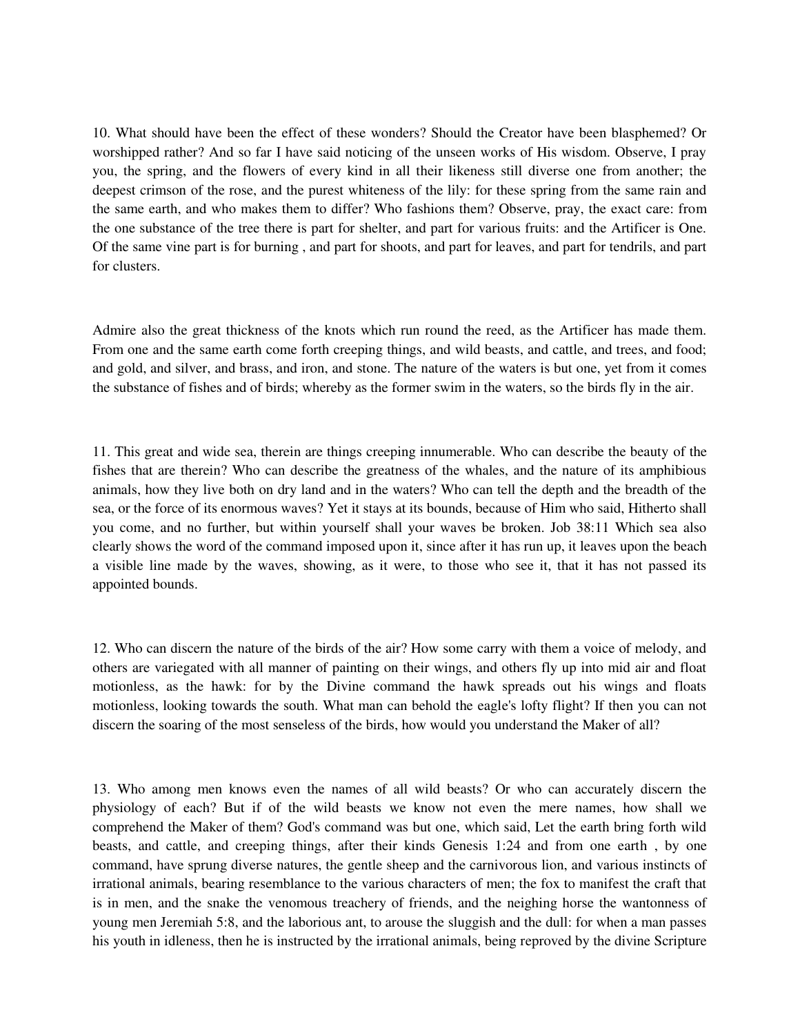10. What should have been the effect of these wonders? Should the Creator have been blasphemed? Or worshipped rather? And so far I have said noticing of the unseen works of His wisdom. Observe, I pray you, the spring, and the flowers of every kind in all their likeness still diverse one from another; the deepest crimson of the rose, and the purest whiteness of the lily: for these spring from the same rain and the same earth, and who makes them to differ? Who fashions them? Observe, pray, the exact care: from the one substance of the tree there is part for shelter, and part for various fruits: and the Artificer is One. Of the same vine part is for burning , and part for shoots, and part for leaves, and part for tendrils, and part for clusters.

Admire also the great thickness of the knots which run round the reed, as the Artificer has made them. From one and the same earth come forth creeping things, and wild beasts, and cattle, and trees, and food; and gold, and silver, and brass, and iron, and stone. The nature of the waters is but one, yet from it comes the substance of fishes and of birds; whereby as the former swim in the waters, so the birds fly in the air.

11. This great and wide sea, therein are things creeping innumerable. Who can describe the beauty of the fishes that are therein? Who can describe the greatness of the whales, and the nature of its amphibious animals, how they live both on dry land and in the waters? Who can tell the depth and the breadth of the sea, or the force of its enormous waves? Yet it stays at its bounds, because of Him who said, Hitherto shall you come, and no further, but within yourself shall your waves be broken. Job 38:11 Which sea also clearly shows the word of the command imposed upon it, since after it has run up, it leaves upon the beach a visible line made by the waves, showing, as it were, to those who see it, that it has not passed its appointed bounds.

12. Who can discern the nature of the birds of the air? How some carry with them a voice of melody, and others are variegated with all manner of painting on their wings, and others fly up into mid air and float motionless, as the hawk: for by the Divine command the hawk spreads out his wings and floats motionless, looking towards the south. What man can behold the eagle's lofty flight? If then you can not discern the soaring of the most senseless of the birds, how would you understand the Maker of all?

13. Who among men knows even the names of all wild beasts? Or who can accurately discern the physiology of each? But if of the wild beasts we know not even the mere names, how shall we comprehend the Maker of them? God's command was but one, which said, Let the earth bring forth wild beasts, and cattle, and creeping things, after their kinds Genesis 1:24 and from one earth , by one command, have sprung diverse natures, the gentle sheep and the carnivorous lion, and various instincts of irrational animals, bearing resemblance to the various characters of men; the fox to manifest the craft that is in men, and the snake the venomous treachery of friends, and the neighing horse the wantonness of young men Jeremiah 5:8, and the laborious ant, to arouse the sluggish and the dull: for when a man passes his youth in idleness, then he is instructed by the irrational animals, being reproved by the divine Scripture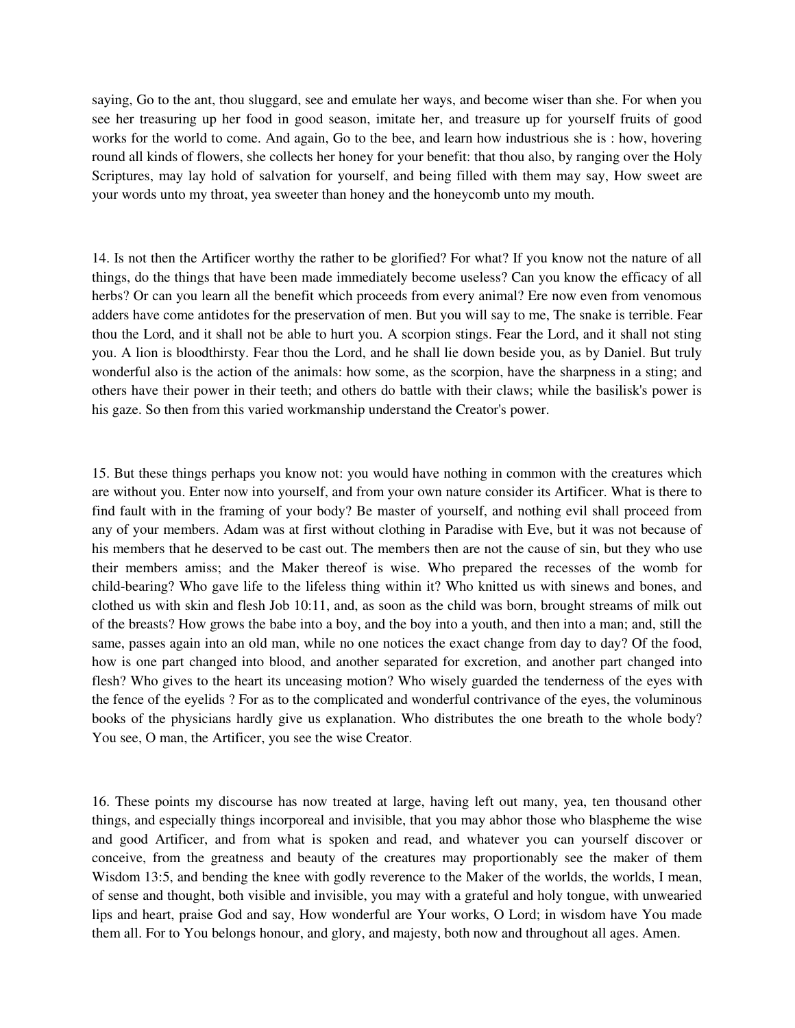saying, Go to the ant, thou sluggard, see and emulate her ways, and become wiser than she. For when you see her treasuring up her food in good season, imitate her, and treasure up for yourself fruits of good works for the world to come. And again, Go to the bee, and learn how industrious she is : how, hovering round all kinds of flowers, she collects her honey for your benefit: that thou also, by ranging over the Holy Scriptures, may lay hold of salvation for yourself, and being filled with them may say, How sweet are your words unto my throat, yea sweeter than honey and the honeycomb unto my mouth.

14. Is not then the Artificer worthy the rather to be glorified? For what? If you know not the nature of all things, do the things that have been made immediately become useless? Can you know the efficacy of all herbs? Or can you learn all the benefit which proceeds from every animal? Ere now even from venomous adders have come antidotes for the preservation of men. But you will say to me, The snake is terrible. Fear thou the Lord, and it shall not be able to hurt you. A scorpion stings. Fear the Lord, and it shall not sting you. A lion is bloodthirsty. Fear thou the Lord, and he shall lie down beside you, as by Daniel. But truly wonderful also is the action of the animals: how some, as the scorpion, have the sharpness in a sting; and others have their power in their teeth; and others do battle with their claws; while the basilisk's power is his gaze. So then from this varied workmanship understand the Creator's power.

15. But these things perhaps you know not: you would have nothing in common with the creatures which are without you. Enter now into yourself, and from your own nature consider its Artificer. What is there to find fault with in the framing of your body? Be master of yourself, and nothing evil shall proceed from any of your members. Adam was at first without clothing in Paradise with Eve, but it was not because of his members that he deserved to be cast out. The members then are not the cause of sin, but they who use their members amiss; and the Maker thereof is wise. Who prepared the recesses of the womb for child-bearing? Who gave life to the lifeless thing within it? Who knitted us with sinews and bones, and clothed us with skin and flesh Job 10:11, and, as soon as the child was born, brought streams of milk out of the breasts? How grows the babe into a boy, and the boy into a youth, and then into a man; and, still the same, passes again into an old man, while no one notices the exact change from day to day? Of the food, how is one part changed into blood, and another separated for excretion, and another part changed into flesh? Who gives to the heart its unceasing motion? Who wisely guarded the tenderness of the eyes with the fence of the eyelids ? For as to the complicated and wonderful contrivance of the eyes, the voluminous books of the physicians hardly give us explanation. Who distributes the one breath to the whole body? You see, O man, the Artificer, you see the wise Creator.

16. These points my discourse has now treated at large, having left out many, yea, ten thousand other things, and especially things incorporeal and invisible, that you may abhor those who blaspheme the wise and good Artificer, and from what is spoken and read, and whatever you can yourself discover or conceive, from the greatness and beauty of the creatures may proportionably see the maker of them Wisdom 13:5, and bending the knee with godly reverence to the Maker of the worlds, the worlds, I mean, of sense and thought, both visible and invisible, you may with a grateful and holy tongue, with unwearied lips and heart, praise God and say, How wonderful are Your works, O Lord; in wisdom have You made them all. For to You belongs honour, and glory, and majesty, both now and throughout all ages. Amen.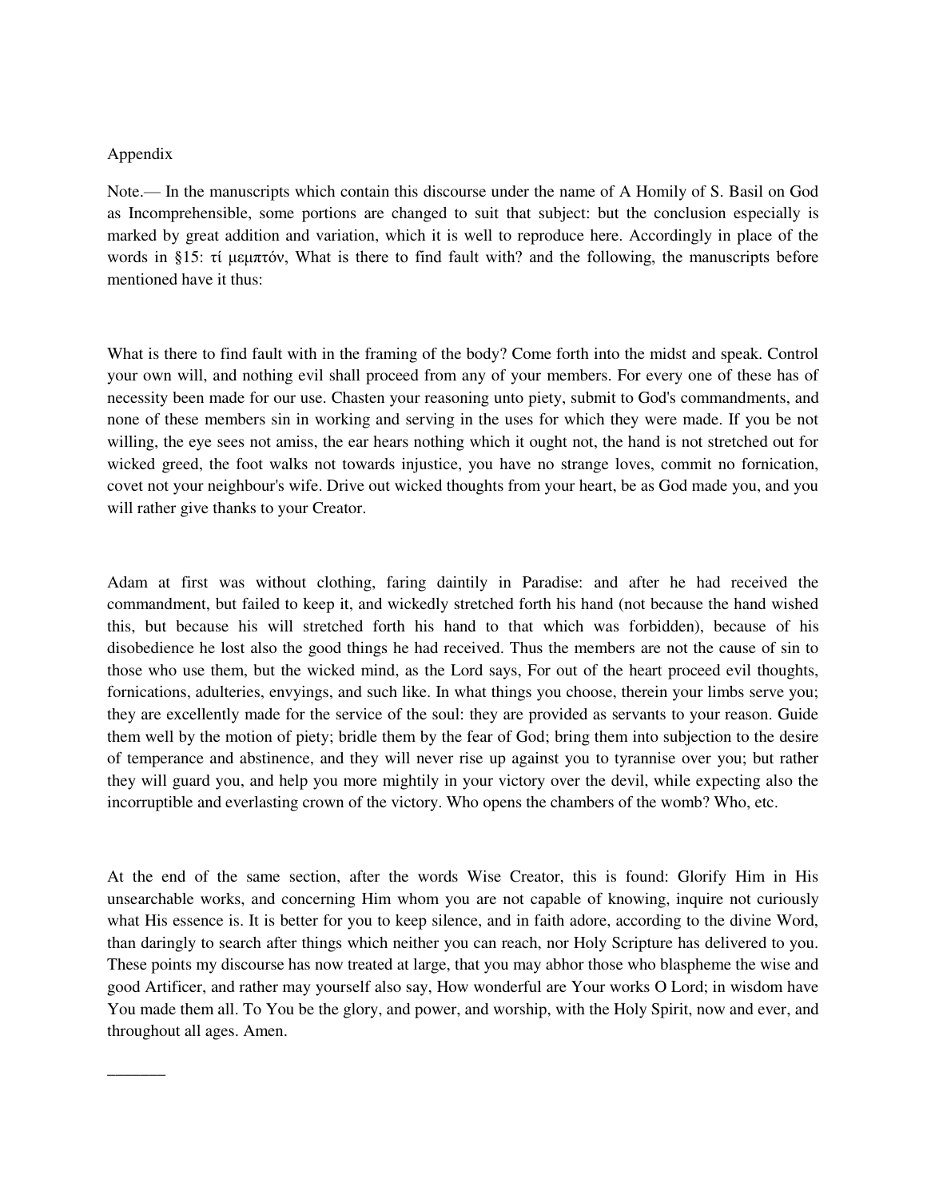Appendix

Note.— In the manuscripts which contain this discourse under the name of A Homily of S. Basil on God as Incomprehensible, some portions are changed to suit that subject: but the conclusion especially is marked by great addition and variation, which it is well to reproduce here. Accordingly in place of the words in §15: τί μεμπτόν, What is there to find fault with? and the following, the manuscripts before mentioned have it thus:

What is there to find fault with in the framing of the body? Come forth into the midst and speak. Control your own will, and nothing evil shall proceed from any of your members. For every one of these has of necessity been made for our use. Chasten your reasoning unto piety, submit to God's commandments, and none of these members sin in working and serving in the uses for which they were made. If you be not willing, the eye sees not amiss, the ear hears nothing which it ought not, the hand is not stretched out for wicked greed, the foot walks not towards injustice, you have no strange loves, commit no fornication, covet not your neighbour's wife. Drive out wicked thoughts from your heart, be as God made you, and you will rather give thanks to your Creator.

Adam at first was without clothing, faring daintily in Paradise: and after he had received the commandment, but failed to keep it, and wickedly stretched forth his hand (not because the hand wished this, but because his will stretched forth his hand to that which was forbidden), because of his disobedience he lost also the good things he had received. Thus the members are not the cause of sin to those who use them, but the wicked mind, as the Lord says, For out of the heart proceed evil thoughts, fornications, adulteries, envyings, and such like. In what things you choose, therein your limbs serve you; they are excellently made for the service of the soul: they are provided as servants to your reason. Guide them well by the motion of piety; bridle them by the fear of God; bring them into subjection to the desire of temperance and abstinence, and they will never rise up against you to tyrannise over you; but rather they will guard you, and help you more mightily in your victory over the devil, while expecting also the incorruptible and everlasting crown of the victory. Who opens the chambers of the womb? Who, etc.

At the end of the same section, after the words Wise Creator, this is found: Glorify Him in His unsearchable works, and concerning Him whom you are not capable of knowing, inquire not curiously what His essence is. It is better for you to keep silence, and in faith adore, according to the divine Word, than daringly to search after things which neither you can reach, nor Holy Scripture has delivered to you. These points my discourse has now treated at large, that you may abhor those who blaspheme the wise and good Artificer, and rather may yourself also say, How wonderful are Your works O Lord; in wisdom have You made them all. To You be the glory, and power, and worship, with the Holy Spirit, now and ever, and throughout all ages. Amen.

_______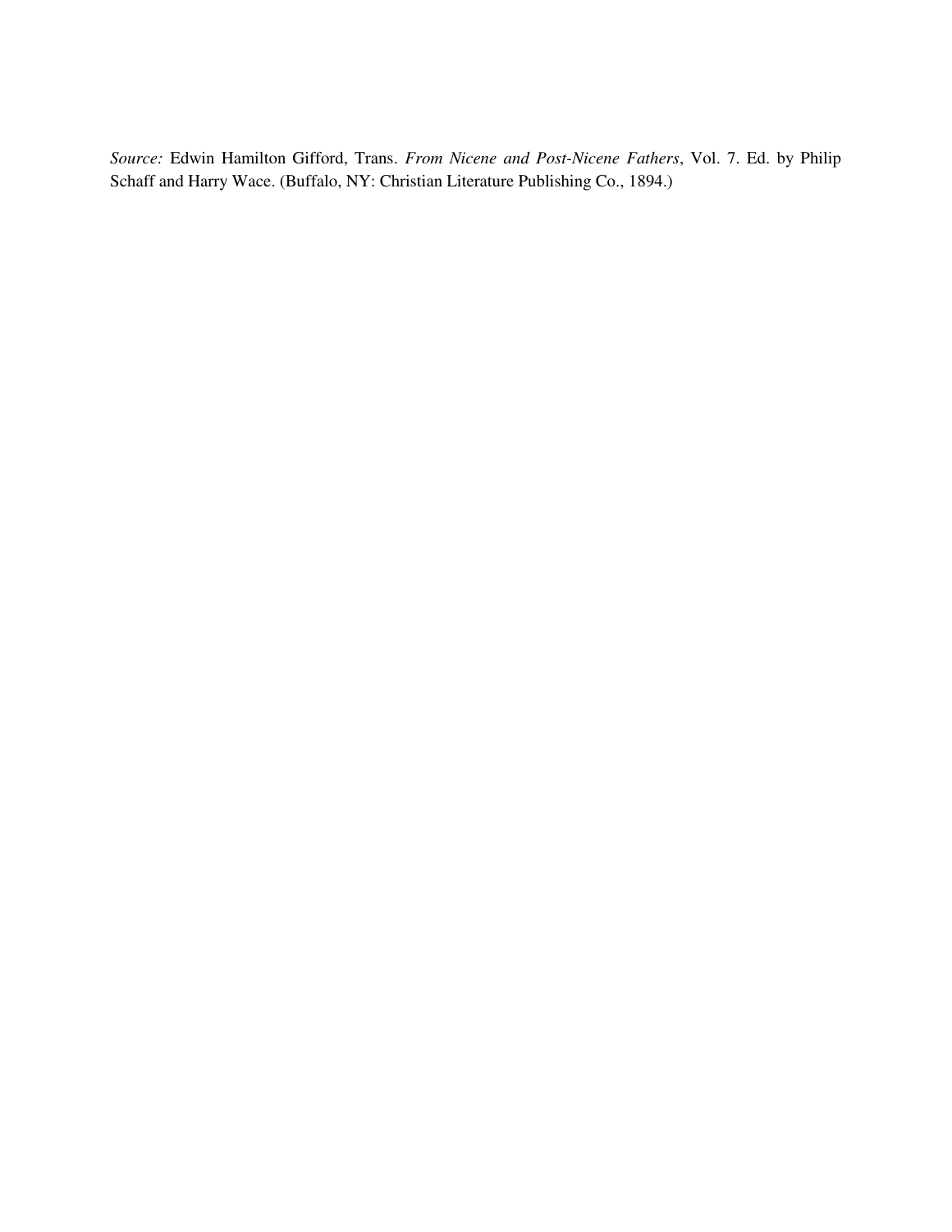*Source:* Edwin Hamilton Gifford, Trans. *From Nicene and Post-Nicene Fathers*, Vol. 7. Ed. by Philip Schaff and Harry Wace. (Buffalo, NY: Christian Literature Publishing Co., 1894.)